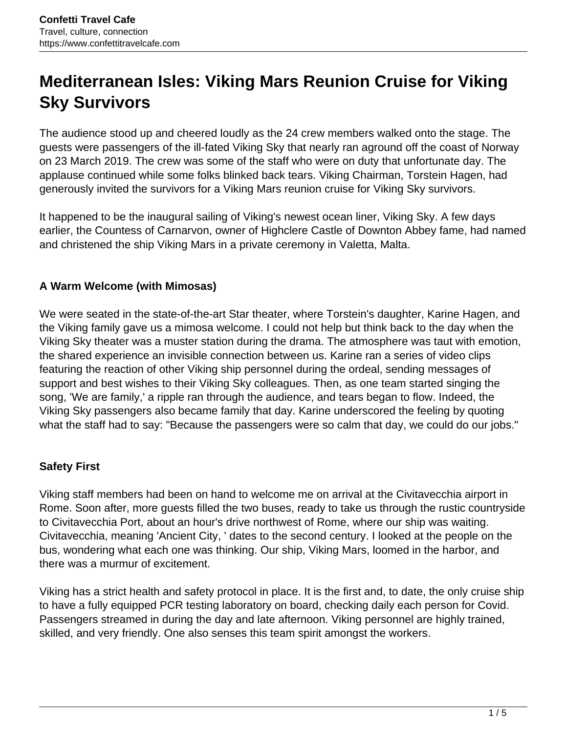# Mediterranean Isles: Viking Mars Reunion Cruise for Viking Sky Survivors

The audience stood up and cheered loudly as the 24 crew members walked onto the stage. The guests were passengers of the ill-fated Viking Sky that nearly ran aground off the coast of Norway on 23 March 2019. The crew was some of the staff who were on duty that unfortunate day. The applause continued while some folks blinked back tears. Viking Chairman, Torstein Hagen, had generously invited the survivors for a Viking Mars reunion cruise for Viking Sky survivors.

It happened to be the inaugural sailing of Viking's newest ocean liner, Viking Sky. A few days earlier, the Countess of Carnarvon, owner of Highclere Castle of Downton Abbey fame, had named and christened the ship Viking Mars in a private ceremony in Valetta, Malta.

### A Warm Welcome (with Mimosas)

We were seated in the state-of-the-art Star theater, where Torstein's daughter, Karine Hagen, and the Viking family gave us a mimosa welcome. I could not help but think back to the day when the Viking Sky theater was a muster station during the drama. The atmosphere was taut with emotion, the shared experience an invisible connection between us. Karine ran a series of video clips featuring the reaction of other Viking ship personnel during the ordeal, sending messages of support and best wishes to their Viking Sky colleagues. Then, as one team started singing the song, 'We are family,' a ripple ran through the audience, and tears began to flow. Indeed, the Viking Sky passengers also became family that day. Karine underscored the feeling by quoting what the staff had to say: "Because the passengers were so calm that day, we could do our jobs."

### Safety First

Viking staff members had been on hand to welcome me on arrival at the Civitavecchia airport in Rome. Soon after, more guests filled the two buses, ready to take us through the rustic countryside to Civitavecchia Port, about an hour's drive northwest of Rome, where our ship was waiting. Civitavecchia, meaning 'Ancient City, ' dates to the second century. I looked at the people on the bus, wondering what each one was thinking. Our ship, Viking Mars, loomed in the harbor, and there was a murmur of excitement.

Viking has a strict health and safety protocol in place. It is the first and, to date, the only cruise ship to have a fully equipped PCR testing laboratory on board, checking daily each person for Covid. Passengers streamed in during the day and late afternoon. Viking personnel are highly trained, skilled, and very friendly. One also senses this team spirit amongst the workers.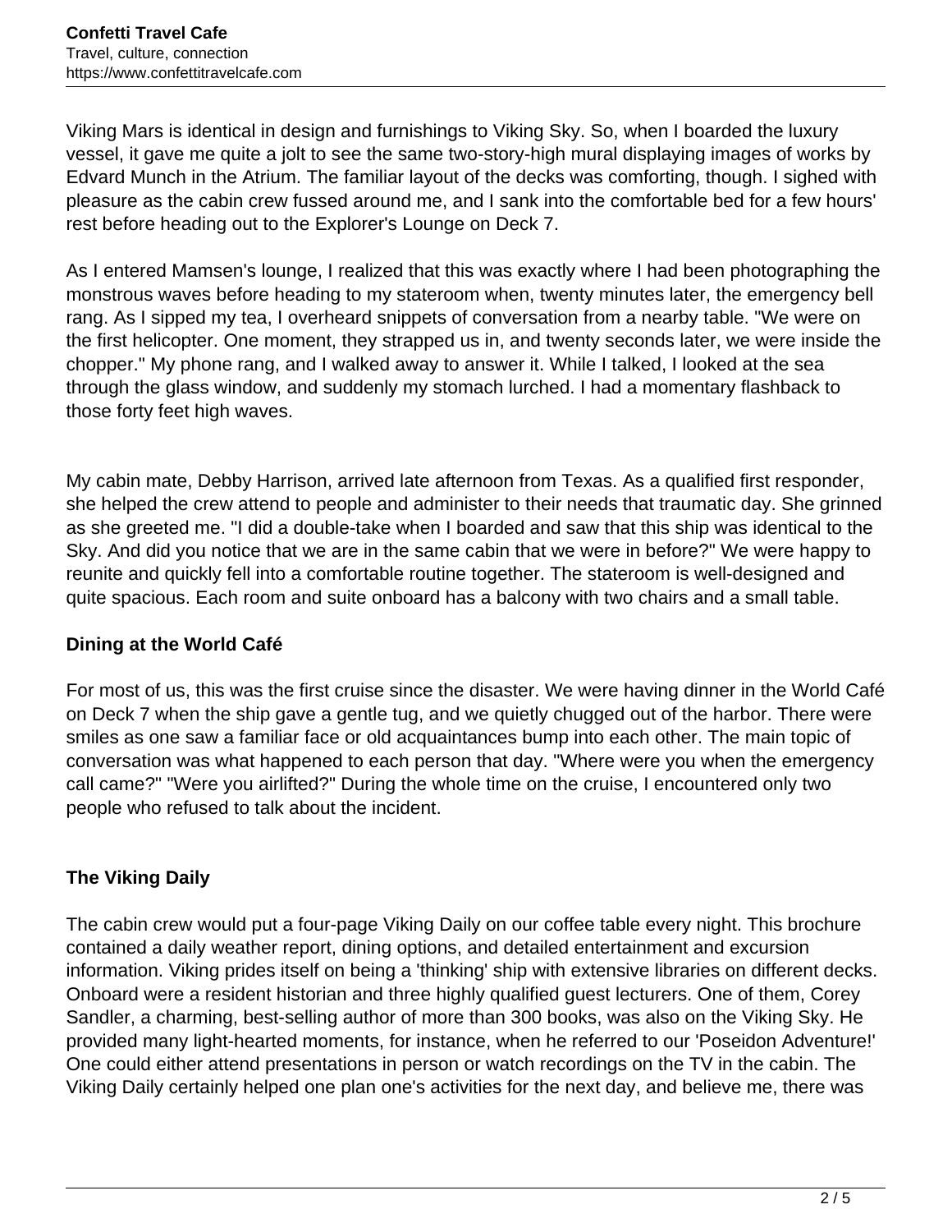Viking Mars is identical in design and furnishings to Viking Sky. So, when I boarded the luxury vessel, it gave me quite a jolt to see the same two-story-high mural displaying images of works by Edvard Munch in the Atrium. The familiar layout of the decks was comforting, though. I sighed with pleasure as the cabin crew fussed around me, and I sank into the comfortable bed for a few hours' rest before heading out to the Explorer's Lounge on Deck 7.

As I entered Mamsen's lounge, I realized that this was exactly where I had been photographing the monstrous waves before heading to my stateroom when, twenty minutes later, the emergency bell rang. As I sipped my tea, I overheard snippets of conversation from a nearby table. "We were on the first helicopter. One moment, they strapped us in, and twenty seconds later, we were inside the chopper." My phone rang, and I walked away to answer it. While I talked, I looked at the sea through the glass window, and suddenly my stomach lurched. I had a momentary flashback to those forty feet high waves.

My cabin mate, Debby Harrison, arrived late afternoon from Texas. As a qualified first responder, she helped the crew attend to people and administer to their needs that traumatic day. She grinned as she greeted me. "I did a double-take when I boarded and saw that this ship was identical to the Sky. And did you notice that we are in the same cabin that we were in before?" We were happy to reunite and quickly fell into a comfortable routine together. The stateroom is well-designed and quite spacious. Each room and suite onboard has a balcony with two chairs and a small table.

**Dining at the World Café**

For most of us, this was the first cruise since the disaster. We were having dinner in the World Café on Deck 7 when the ship gave a gentle tug, and we quietly chugged out of the harbor. There were smiles as one saw a familiar face or old acquaintances bump into each other. The main topic of conversation was what happened to each person that day. "Where were you when the emergency call came?" "Were you airlifted?" During the whole time on the cruise, I encountered only two people who refused to talk about the incident.

**The Viking Daily**

The cabin crew would put a four-page Viking Daily on our coffee table every night. This brochure contained a daily weather report, dining options, and detailed entertainment and excursion information. Viking prides itself on being a 'thinking' ship with extensive libraries on different decks. Onboard were a resident historian and three highly qualified guest lecturers. One of them, Corey Sandler, a charming, best-selling author of more than 300 books, was also on the Viking Sky. He provided many light-hearted moments, for instance, when he referred to our 'Poseidon Adventure!' One could either attend presentations in person or watch recordings on the TV in the cabin. The Viking Daily certainly helped one plan one's activities for the next day, and believe me, there was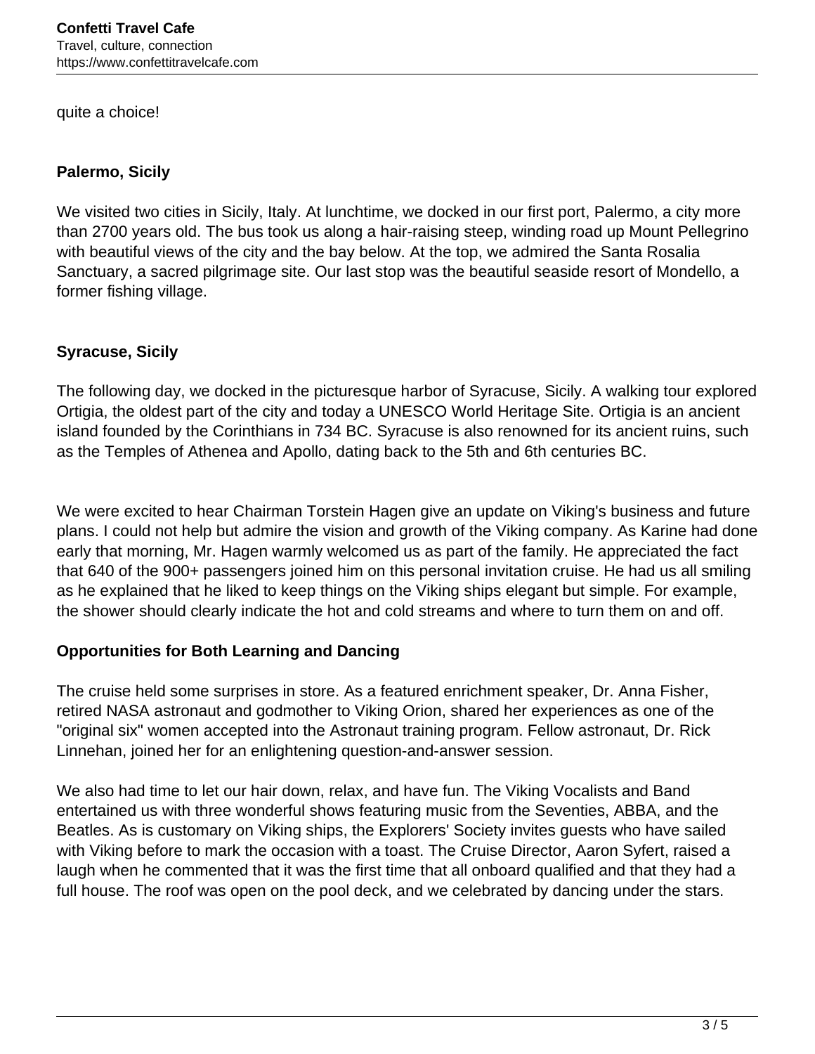quite a choice!

### Palermo, Sicily

We visited two cities in Sicily, Italy. At lunchtime, we docked in our first port, Palermo, a city more than 2700 years old. The bus took us along a hair-raising steep, winding road up Mount Pellegrino with beautiful views of the city and the bay below. At the top, we admired the Santa Rosalia Sanctuary, a sacred pilgrimage site. Our last stop was the beautiful seaside resort of Mondello, a former fishing village.

### Syracuse, Sicily

The following day, we docked in the picturesque harbor of Syracuse, Sicily. A walking tour explored Ortigia, the oldest part of the city and today a UNESCO World Heritage Site. Ortigia is an ancient island founded by the Corinthians in 734 BC. Syracuse is also renowned for its ancient ruins, such as the Temples of Athenea and Apollo, dating back to the 5th and 6th centuries BC.

We were excited to hear Chairman Torstein Hagen give an update on Viking's business and future plans. I could not help but admire the vision and growth of the Viking company. As Karine had done early that morning, Mr. Hagen warmly welcomed us as part of the family. He appreciated the fact that 640 of the 900+ passengers joined him on this personal invitation cruise. He had us all smiling as he explained that he liked to keep things on the Viking ships elegant but simple. For example, the shower should clearly indicate the hot and cold streams and where to turn them on and off.

### Opportunities for Both Learning and Dancing

The cruise held some surprises in store. As a featured enrichment speaker, Dr. Anna Fisher, retired NASA astronaut and godmother to Viking Orion, shared her experiences as one of the "original six" women accepted into the Astronaut training program. Fellow astronaut, Dr. Rick Linnehan, joined her for an enlightening question-and-answer session.

We also had time to let our hair down, relax, and have fun. The Viking Vocalists and Band entertained us with three wonderful shows featuring music from the Seventies, ABBA, and the Beatles. As is customary on Viking ships, the Explorers' Society invites guests who have sailed with Viking before to mark the occasion with a toast. The Cruise Director, Aaron Syfert, raised a laugh when he commented that it was the first time that all onboard qualified and that they had a full house. The roof was open on the pool deck, and we celebrated by dancing under the stars.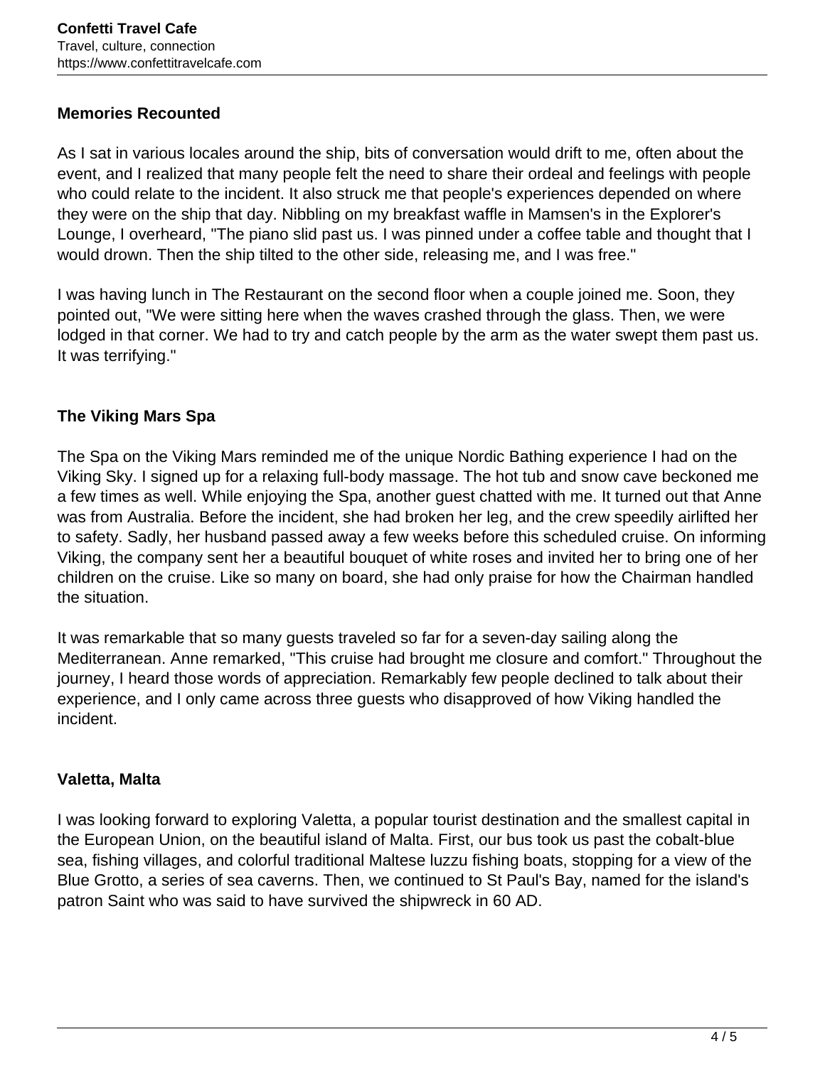## Memories Recounted

As I sat in various locales around the ship, bits of conversation would drift to me, often about the event, and I realized that many people felt the need to share their ordeal and feelings with people who could relate to the incident. It also struck me that people's experiences depended on where they were on the ship that day. Nibbling on my breakfast waffle in Mamsen's in the Explorer's Lounge, I overheard, "The piano slid past us. I was pinned under a coffee table and thought that I would drown. Then the ship tilted to the other side, releasing me, and I was free."

I was having lunch in The Restaurant on the second floor when a couple joined me. Soon, they pointed out, "We were sitting here when the waves crashed through the glass. Then, we were lodged in that corner. We had to try and catch people by the arm as the water swept them past us. It was terrifying."

## The Viking Mars Spa

The Spa on the Viking Mars reminded me of the unique Nordic Bathing experience I had on the Viking Sky. I signed up for a relaxing full-body massage. The hot tub and snow cave beckoned me a few times as well. While enjoying the Spa, another guest chatted with me. It turned out that Anne was from Australia. Before the incident, she had broken her leg, and the crew speedily airlifted her to safety. Sadly, her husband passed away a few weeks before this scheduled cruise. On informing Viking, the company sent her a beautiful bouquet of white roses and invited her to bring one of her children on the cruise. Like so many on board, she had only praise for how the Chairman handled the situation.

It was remarkable that so many guests traveled so far for a seven-day sailing along the Mediterranean. Anne remarked, "This cruise had brought me closure and comfort." Throughout the journey, I heard those words of appreciation. Remarkably few people declined to talk about their experience, and I only came across three guests who disapproved of how Viking handled the incident.

## Valetta, Malta

I was looking forward to exploring Valetta, a popular tourist destination and the smallest capital in the European Union, on the beautiful island of Malta. First, our bus took us past the cobalt-blue sea, fishing villages, and colorful traditional Maltese luzzu fishing boats, stopping for a view of the Blue Grotto, a series of sea caverns. Then, we continued to St Paul's Bay, named for the island's patron Saint who was said to have survived the shipwreck in 60 AD.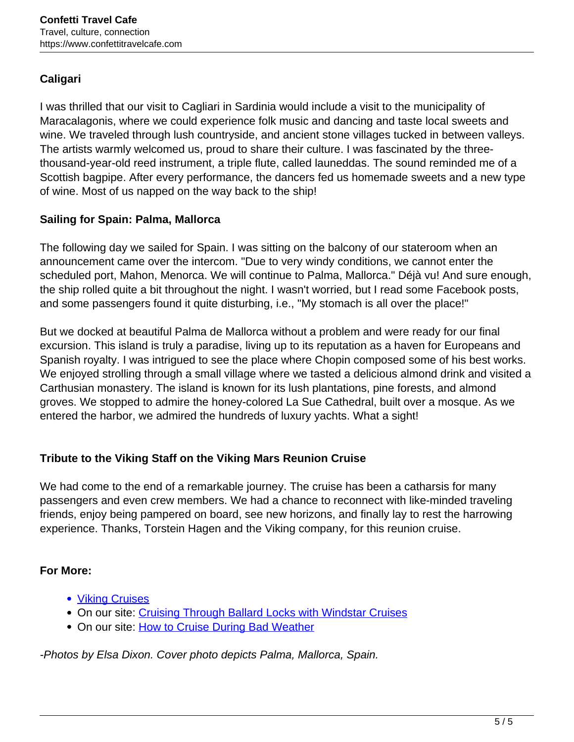### Caligari

I was thrilled that our visit to Cagliari in Sardinia would include a visit to the municipality of Maracalagonis, where we could experience folk music and dancing and taste local sweets and wine. We traveled through lush countryside, and ancient stone villages tucked in between valleys. The artists warmly welcomed us, proud to share their culture. I was fascinated by the three-thousand-year-old reed instrument, a triple flute, called launeddas. The sound reminded me of a Scottish bagpipe. After every performance, the dancers fed us homemade sweets and a new type of wine. Most of us napped on the way back to the ship!

### Sailing for Spain: Palma, Mallorca

The following day we sailed for Spain. I was sitting on the balcony of our stateroom when an announcement came over the intercom. "Due to very windy conditions, we cannot enter the scheduled port, Mahon, Menorca. We will continue to Palma, Mallorca." Déjà vu! And sure enough, the ship rolled quite a bit throughout the night. I wasn't worried, but I read some Facebook posts, and some passengers found it quite disturbing, i.e., "My stomach is all over the place!"

But we docked at beautiful Palma de Mallorca without a problem and were ready for our final excursion. This island is truly a paradise, living up to its reputation as a haven for Europeans and Spanish royalty. I was intrigued to see the place where Chopin composed some of his best works. We enjoyed strolling through a small village where we tasted a delicious almond drink and visited a Carthusian monastery. The island is known for its lush plantations, pine forests, and almond groves. We stopped to admire the honey-colored La Sue Cathedral, built over a mosque. As we entered the harbor, we admired the hundreds of luxury yachts. What a sight!

### Tribute to the Viking Staff on the Viking Mars Reunion Cruise

We had come to the end of a remarkable journey. The cruise has been a catharsis for many passengers and even crew members. We had a chance to reconnect with like-minded traveling friends, enjoy being pampered on board, see new horizons, and finally lay to rest the harrowing experience. Thanks, Torstein Hagen and the Viking company, for this reunion cruise.

### For More:

- Viking Cruises
- On our site: Cruising Through Ballard Locks with Windstar Cruises
- On our site: How to Cruise During Bad Weather

*-Photos by Elsa Dixon. Cover photo depicts Palma, Mallorca, Spain.*